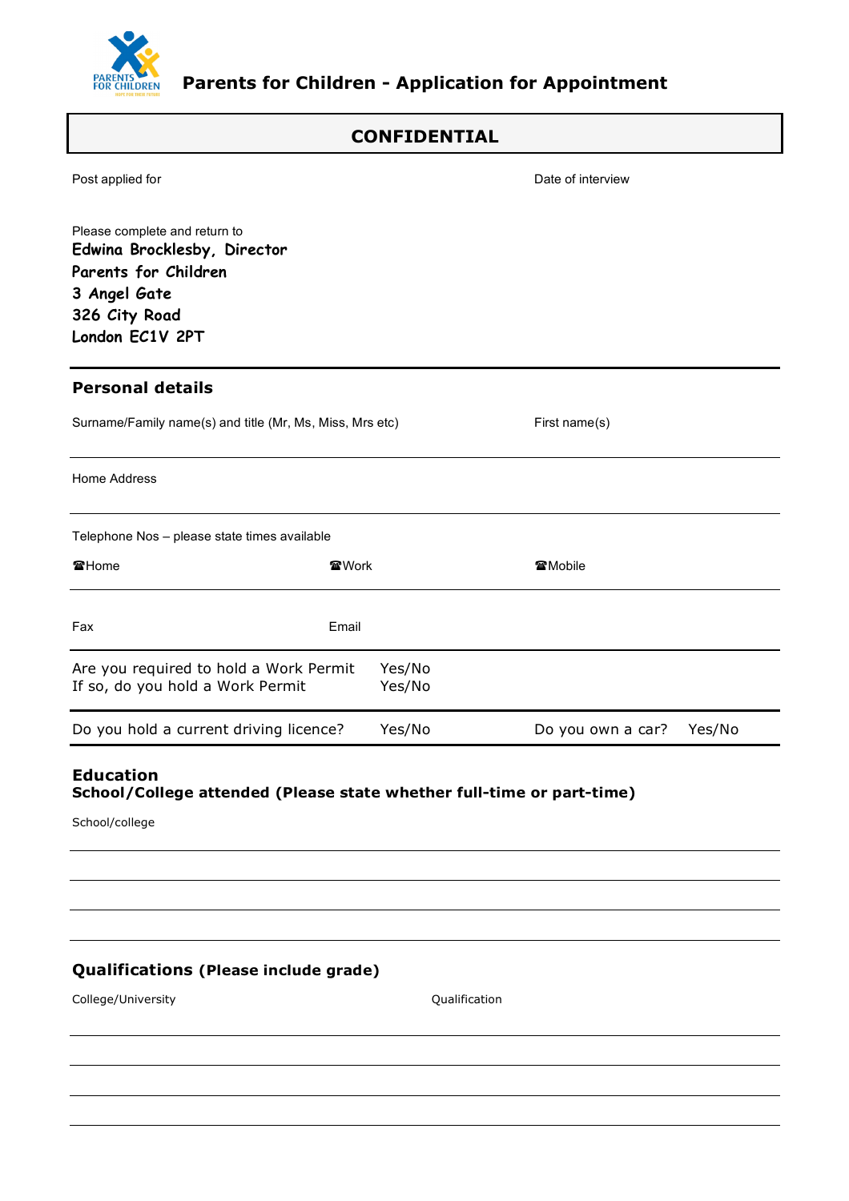# Parents for Children - Application for Appointment

## CONFIDENTIAL

Post applied for

Date of interview

Please complete and return to
**Edwina Brocklesby, Director**
**Parents for Children**
**3 Angel Gate**
**326 City Road**
**London EC1V 2PT**

## Personal details

Surname/Family name(s) and title (Mr, Ms, Miss, Mrs etc)

First name(s)

Home Address

Telephone Nos – please state times available

☎Home

☎Work

☎Mobile

Fax

Email

Are you required to hold a Work Permit Yes/No
If so, do you hold a Work Permit Yes/No

Do you hold a current driving licence? Yes/No

Do you own a car? Yes/No

## Education

**School/College attended (Please state whether full-time or part-time)**

School/college

## Qualifications (Please include grade)

College/University

Qualification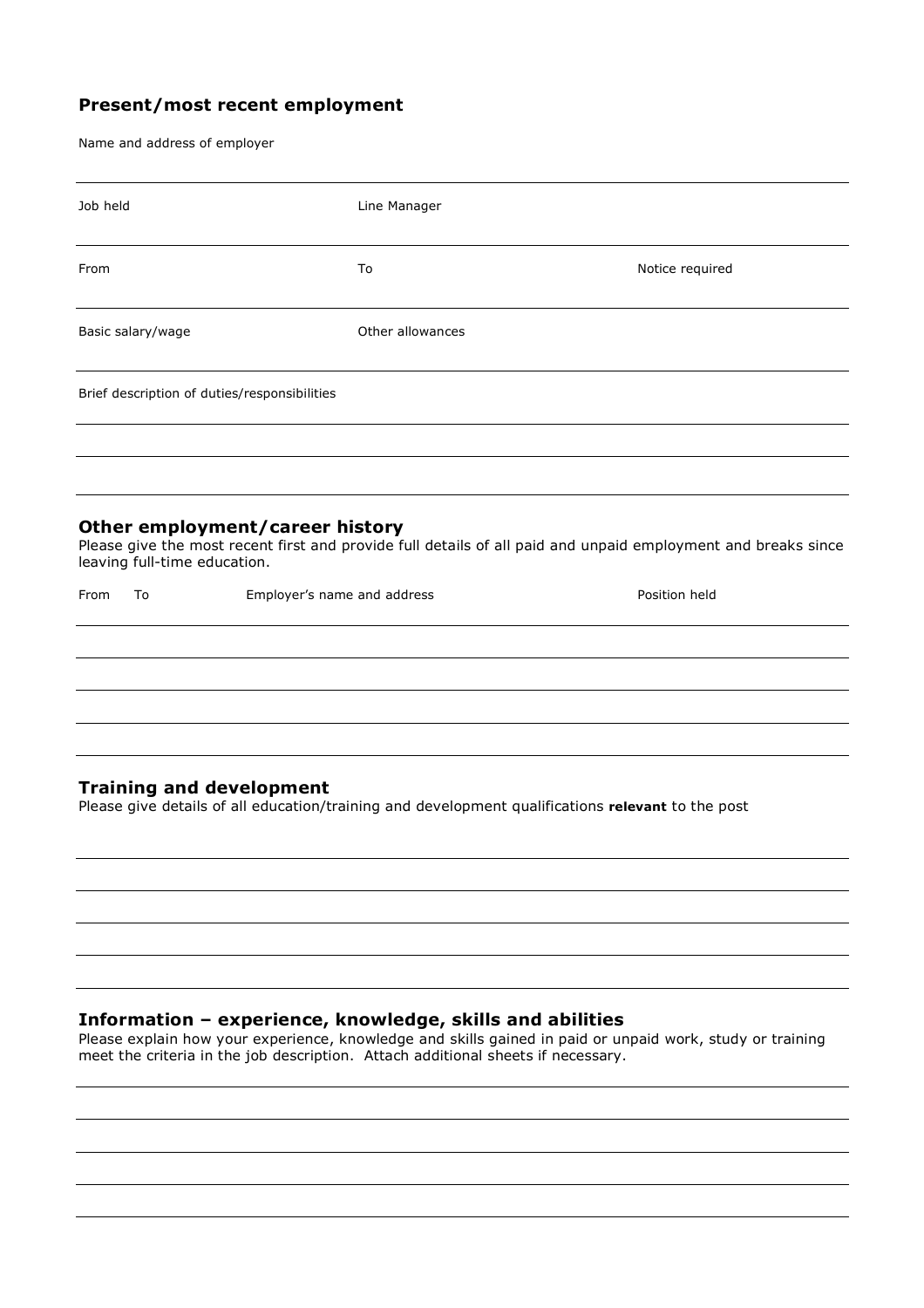## Present/most recent employment

Name and address of employer

| Job held | Line Manager | |
|---|---|---|
| From | To | Notice required |
| Basic salary/wage | Other allowances | |

Brief description of duties/responsibilities

## Other employment/career history

Please give the most recent first and provide full details of all paid and unpaid employment and breaks since leaving full-time education.

| From | To | Employer's name and address | Position held |
|---|---|---|---|
| | | | |
| | | | |
| | | | |
| | | | |

## Training and development

Please give details of all education/training and development qualifications **relevant** to the post

## Information – experience, knowledge, skills and abilities

Please explain how your experience, knowledge and skills gained in paid or unpaid work, study or training meet the criteria in the job description. Attach additional sheets if necessary.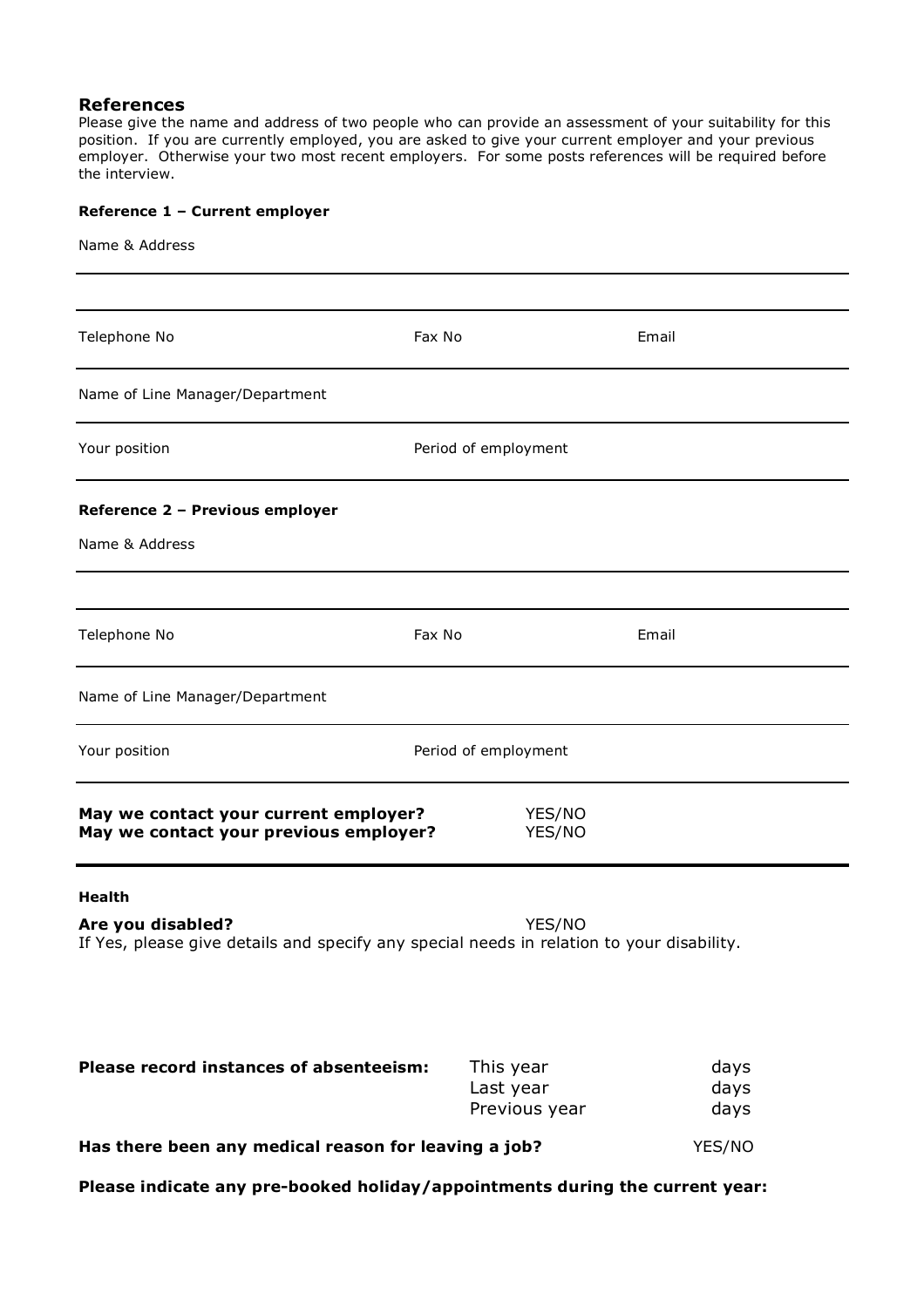## References

Please give the name and address of two people who can provide an assessment of your suitability for this position. If you are currently employed, you are asked to give your current employer and your previous employer. Otherwise your two most recent employers. For some posts references will be required before the interview.

**Reference 1 – Current employer**

Name & Address

---

---

Telephone No | Fax No | Email

---

Name of Line Manager/Department

---

Your position | Period of employment

---

**Reference 2 – Previous employer**

Name & Address

---

---

Telephone No | Fax No | Email

---

Name of Line Manager/Department

---

Your position | Period of employment

---

**May we contact your current employer?** YES/NO
**May we contact your previous employer?** YES/NO

---

**Health**

**Are you disabled?** YES/NO
If Yes, please give details and specify any special needs in relation to your disability.

| **Please record instances of absenteeism:** | This year | days |
|---|---|---|
| | Last year | days |
| | Previous year | days |

**Has there been any medical reason for leaving a job?** YES/NO

**Please indicate any pre-booked holiday/appointments during the current year:**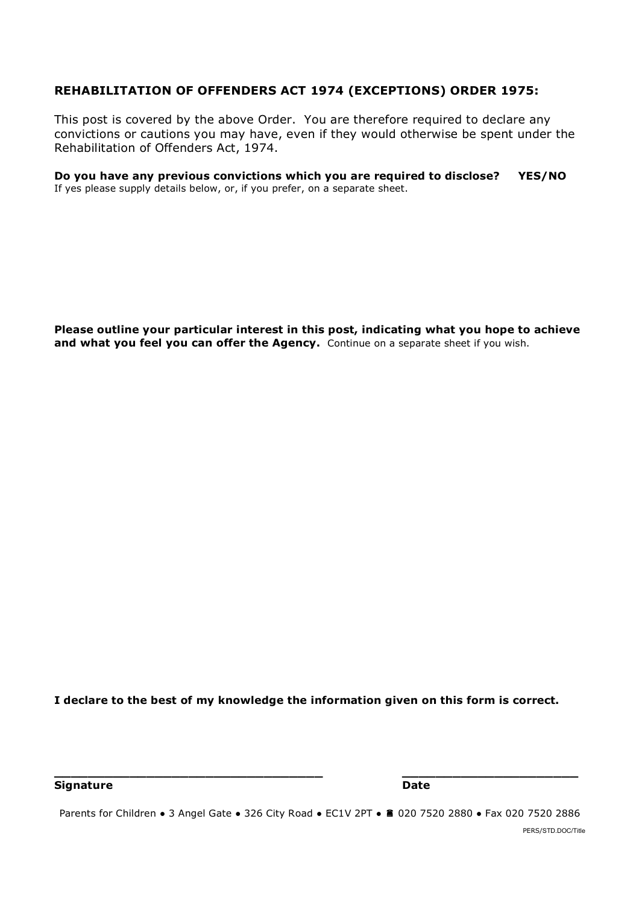## REHABILITATION OF OFFENDERS ACT 1974 (EXCEPTIONS) ORDER 1975:

This post is covered by the above Order. You are therefore required to declare any convictions or cautions you may have, even if they would otherwise be spent under the Rehabilitation of Offenders Act, 1974.

**Do you have any previous convictions which you are required to disclose? YES/NO**
If yes please supply details below, or, if you prefer, on a separate sheet.

**Please outline your particular interest in this post, indicating what you hope to achieve and what you feel you can offer the Agency.** Continue on a separate sheet if you wish.

**I declare to the best of my knowledge the information given on this form is correct.**

\_\_\_\_\_\_\_\_\_\_\_\_\_\_\_\_\_\_\_\_\_\_\_\_\_\_\_\_\_\_\_\_\_\_\_\_ \_\_\_\_\_\_\_\_\_\_\_\_\_\_\_\_\_\_\_\_\_\_\_\_
**Signature** **Date**

Parents for Children • 3 Angel Gate • 326 City Road • EC1V 2PT • ☎ 020 7520 2880 • Fax 020 7520 2886

PERS/STD.DOC/Title